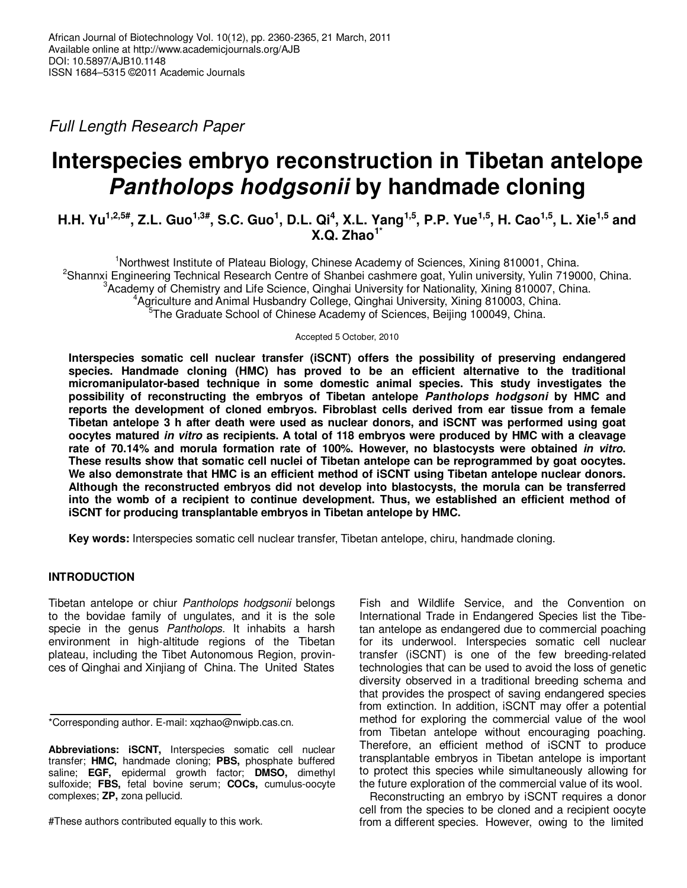African Journal of Biotechnology Vol. 10(12), pp. 2360-2365, 21 March, 2011
Available online at http://www.academicjournals.org/AJB
DOI: 10.5897/AJB10.1148
ISSN 1684–5315 ©2011 Academic Journals

*Full Length Research Paper*

# Interspecies embryo reconstruction in Tibetan antelope *Pantholops hodgsonii* by handmade cloning

**H.H. Yu[1,2,5#], Z.L. Guo[1,3#], S.C. Guo[1], D.L. Qi[4], X.L. Yang[1,5], P.P. Yue[1,5], H. Cao[1,5], L. Xie[1,5] and X.Q. Zhao[1*]**

[1]Northwest Institute of Plateau Biology, Chinese Academy of Sciences, Xining 810001, China.
[2]Shannxi Engineering Technical Research Centre of Shanbei cashmere goat, Yulin university, Yulin 719000, China.
[3]Academy of Chemistry and Life Science, Qinghai University for Nationality, Xining 810007, China.
[4]Agriculture and Animal Husbandry College, Qinghai University, Xining 810003, China.
[5]The Graduate School of Chinese Academy of Sciences, Beijing 100049, China.

Accepted 5 October, 2010

**Interspecies somatic cell nuclear transfer (iSCNT) offers the possibility of preserving endangered species. Handmade cloning (HMC) has proved to be an efficient alternative to the traditional micromanipulator-based technique in some domestic animal species. This study investigates the possibility of reconstructing the embryos of Tibetan antelope *Pantholops hodgsoni* by HMC and reports the development of cloned embryos. Fibroblast cells derived from ear tissue from a female Tibetan antelope 3 h after death were used as nuclear donors, and iSCNT was performed using goat oocytes matured *in vitro* as recipients. A total of 118 embryos were produced by HMC with a cleavage rate of 70.14% and morula formation rate of 100%. However, no blastocysts were obtained *in vitro*. These results show that somatic cell nuclei of Tibetan antelope can be reprogrammed by goat oocytes. We also demonstrate that HMC is an efficient method of iSCNT using Tibetan antelope nuclear donors. Although the reconstructed embryos did not develop into blastocysts, the morula can be transferred into the womb of a recipient to continue development. Thus, we established an efficient method of iSCNT for producing transplantable embryos in Tibetan antelope by HMC.**

**Key words:** Interspecies somatic cell nuclear transfer, Tibetan antelope, chiru, handmade cloning.

## INTRODUCTION

Tibetan antelope or chiur *Pantholops hodgsonii* belongs to the bovidae family of ungulates, and it is the sole specie in the genus *Pantholops*. It inhabits a harsh environment in high-altitude regions of the Tibetan plateau, including the Tibet Autonomous Region, provinces of Qinghai and Xinjiang of China. The United States Fish and Wildlife Service, and the Convention on International Trade in Endangered Species list the Tibetan antelope as endangered due to commercial poaching for its underwool. Interspecies somatic cell nuclear transfer (iSCNT) is one of the few breeding-related technologies that can be used to avoid the loss of genetic diversity observed in a traditional breeding schema and that provides the prospect of saving endangered species from extinction. In addition, iSCNT may offer a potential method for exploring the commercial value of the wool from Tibetan antelope without encouraging poaching. Therefore, an efficient method of iSCNT to produce transplantable embryos in Tibetan antelope is important to protect this species while simultaneously allowing for the future exploration of the commercial value of its wool.

Reconstructing an embryo by iSCNT requires a donor cell from the species to be cloned and a recipient oocyte from a different species. However, owing to the limited

*Corresponding author. E-mail: xqzhao@nwipb.cas.cn.

**Abbreviations: iSCNT,** Interspecies somatic cell nuclear transfer; **HMC,** handmade cloning; **PBS,** phosphate buffered saline; **EGF,** epidermal growth factor; **DMSO,** dimethyl sulfoxide; **FBS,** fetal bovine serum; **COCs,** cumulus-oocyte complexes; **ZP,** zona pellucid.

#These authors contributed equally to this work.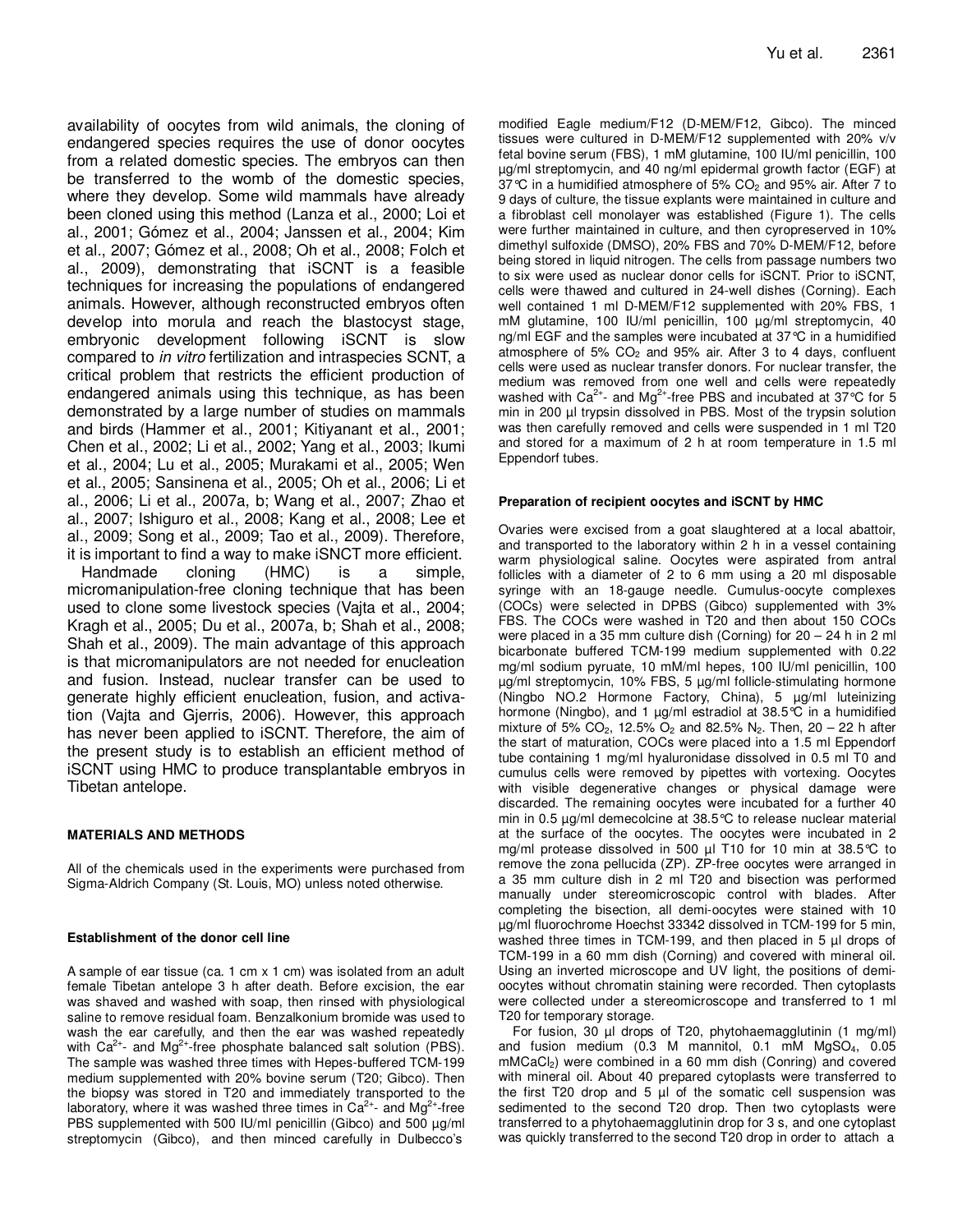availability of oocytes from wild animals, the cloning of endangered species requires the use of donor oocytes from a related domestic species. The embryos can then be transferred to the womb of the domestic species, where they develop. Some wild mammals have already been cloned using this method (Lanza et al., 2000; Loi et al., 2001; Gómez et al., 2004; Janssen et al., 2004; Kim et al., 2007; Gómez et al., 2008; Oh et al., 2008; Folch et al., 2009), demonstrating that iSCNT is a feasible techniques for increasing the populations of endangered animals. However, although reconstructed embryos often develop into morula and reach the blastocyst stage, embryonic development following iSCNT is slow compared to *in vitro* fertilization and intraspecies SCNT, a critical problem that restricts the efficient production of endangered animals using this technique, as has been demonstrated by a large number of studies on mammals and birds (Hammer et al., 2001; Kitiyanant et al., 2001; Chen et al., 2002; Li et al., 2002; Yang et al., 2003; Ikumi et al., 2004; Lu et al., 2005; Murakami et al., 2005; Wen et al., 2005; Sansinena et al., 2005; Oh et al., 2006; Li et al., 2006; Li et al., 2007a, b; Wang et al., 2007; Zhao et al., 2007; Ishiguro et al., 2008; Kang et al., 2008; Lee et al., 2009; Song et al., 2009; Tao et al., 2009). Therefore, it is important to find a way to make iSNCT more efficient.

Handmade cloning (HMC) is a simple, micromanipulation-free cloning technique that has been used to clone some livestock species (Vajta et al., 2004; Kragh et al., 2005; Du et al., 2007a, b; Shah et al., 2008; Shah et al., 2009). The main advantage of this approach is that micromanipulators are not needed for enucleation and fusion. Instead, nuclear transfer can be used to generate highly efficient enucleation, fusion, and activation (Vajta and Gjerris, 2006). However, this approach has never been applied to iSCNT. Therefore, the aim of the present study is to establish an efficient method of iSCNT using HMC to produce transplantable embryos in Tibetan antelope.

## MATERIALS AND METHODS

All of the chemicals used in the experiments were purchased from Sigma-Aldrich Company (St. Louis, MO) unless noted otherwise.

### Establishment of the donor cell line

A sample of ear tissue (ca. 1 cm x 1 cm) was isolated from an adult female Tibetan antelope 3 h after death. Before excision, the ear was shaved and washed with soap, then rinsed with physiological saline to remove residual foam. Benzalkonium bromide was used to wash the ear carefully, and then the ear was washed repeatedly with $Ca^{2+}$- and $Mg^{2+}$-free phosphate balanced salt solution (PBS). The sample was washed three times with Hepes-buffered TCM-199 medium supplemented with 20% bovine serum (T20; Gibco). Then the biopsy was stored in T20 and immediately transported to the laboratory, where it was washed three times in $Ca^{2+}$- and $Mg^{2+}$-free PBS supplemented with 500 IU/ml penicillin (Gibco) and 500 µg/ml streptomycin (Gibco), and then minced carefully in Dulbecco's modified Eagle medium/F12 (D-MEM/F12, Gibco). The minced tissues were cultured in D-MEM/F12 supplemented with 20% v/v fetal bovine serum (FBS), 1 mM glutamine, 100 IU/ml penicillin, 100 µg/ml streptomycin, and 40 ng/ml epidermal growth factor (EGF) at 37°C in a humidified atmosphere of 5% $CO_2$ and 95% air. After 7 to 9 days of culture, the tissue explants were maintained in culture and a fibroblast cell monolayer was established (Figure 1). The cells were further maintained in culture, and then cyropreserved in 10% dimethyl sulfoxide (DMSO), 20% FBS and 70% D-MEM/F12, before being stored in liquid nitrogen. The cells from passage numbers two to six were used as nuclear donor cells for iSCNT. Prior to iSCNT, cells were thawed and cultured in 24-well dishes (Corning). Each well contained 1 ml D-MEM/F12 supplemented with 20% FBS, 1 mM glutamine, 100 IU/ml penicillin, 100 µg/ml streptomycin, 40 ng/ml EGF and the samples were incubated at 37°C in a humidified atmosphere of 5% $CO_2$ and 95% air. After 3 to 4 days, confluent cells were used as nuclear transfer donors. For nuclear transfer, the medium was removed from one well and cells were repeatedly washed with $Ca^{2+}$- and $Mg^{2+}$-free PBS and incubated at 37°C for 5 min in 200 µl trypsin dissolved in PBS. Most of the trypsin solution was then carefully removed and cells were suspended in 1 ml T20 and stored for a maximum of 2 h at room temperature in 1.5 ml Eppendorf tubes.

### Preparation of recipient oocytes and iSCNT by HMC

Ovaries were excised from a goat slaughtered at a local abattoir, and transported to the laboratory within 2 h in a vessel containing warm physiological saline. Oocytes were aspirated from antral follicles with a diameter of 2 to 6 mm using a 20 ml disposable syringe with an 18-gauge needle. Cumulus-oocyte complexes (COCs) were selected in DPBS (Gibco) supplemented with 3% FBS. The COCs were washed in T20 and then about 150 COCs were placed in a 35 mm culture dish (Corning) for 20 – 24 h in 2 ml bicarbonate buffered TCM-199 medium supplemented with 0.22 mg/ml sodium pyruate, 10 mM/ml hepes, 100 IU/ml penicillin, 100 µg/ml streptomycin, 10% FBS, 5 µg/ml follicle-stimulating hormone (Ningbo NO.2 Hormone Factory, China), 5 µg/ml luteinizing hormone (Ningbo), and 1 µg/ml estradiol at 38.5°C in a humidified mixture of 5% $CO_2$, 12.5% $O_2$ and 82.5% $N_2$. Then, 20 – 22 h after the start of maturation, COCs were placed into a 1.5 ml Eppendorf tube containing 1 mg/ml hyaluronidase dissolved in 0.5 ml T0 and cumulus cells were removed by pipettes with vortexing. Oocytes with visible degenerative changes or physical damage were discarded. The remaining oocytes were incubated for a further 40 min in 0.5 µg/ml demecolcine at 38.5°C to release nuclear material at the surface of the oocytes. The oocytes were incubated in 2 mg/ml protease dissolved in 500 µl T10 for 10 min at 38.5°C to remove the zona pellucida (ZP). ZP-free oocytes were arranged in a 35 mm culture dish in 2 ml T20 and bisection was performed manually under stereomicroscopic control with blades. After completing the bisection, all demi-oocytes were stained with 10 µg/ml fluorochrome Hoechst 33342 dissolved in TCM-199 for 5 min, washed three times in TCM-199, and then placed in 5 µl drops of TCM-199 in a 60 mm dish (Corning) and covered with mineral oil. Using an inverted microscope and UV light, the positions of demi-oocytes without chromatin staining were recorded. Then cytoplasts were collected under a stereomicroscope and transferred to 1 ml T20 for temporary storage.

For fusion, 30 µl drops of T20, phytohaemagglutinin (1 mg/ml) and fusion medium (0.3 M mannitol, 0.1 mM $MgSO_4$, 0.05 $mMCaCl_2$) were combined in a 60 mm dish (Conring) and covered with mineral oil. About 40 prepared cytoplasts were transferred to the first T20 drop and 5 µl of the somatic cell suspension was sedimented to the second T20 drop. Then two cytoplasts were transferred to a phytohaemagglutinin drop for 3 s, and one cytoplast was quickly transferred to the second T20 drop in order to attach a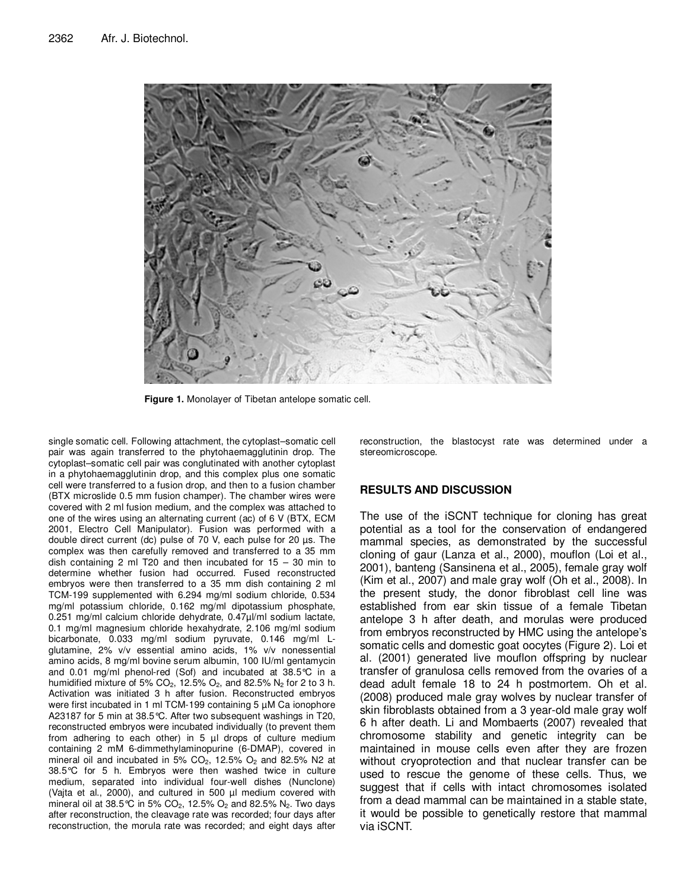**Figure 1.** Monolayer of Tibetan antelope somatic cell.

single somatic cell. Following attachment, the cytoplast–somatic cell pair was again transferred to the phytohaemagglutinin drop. The cytoplast–somatic cell pair was conglutinated with another cytoplast in a phytohaemagglutinin drop, and this complex plus one somatic cell were transferred to a fusion drop, and then to a fusion chamber (BTX microslide 0.5 mm fusion champer). The chamber wires were covered with 2 ml fusion medium, and the complex was attached to one of the wires using an alternating current (ac) of 6 V (BTX, ECM 2001, Electro Cell Manipulator). Fusion was performed with a double direct current (dc) pulse of 70 V, each pulse for 20 µs. The complex was then carefully removed and transferred to a 35 mm dish containing 2 ml T20 and then incubated for 15 – 30 min to determine whether fusion had occurred. Fused reconstructed embryos were then transferred to a 35 mm dish containing 2 ml TCM-199 supplemented with 6.294 mg/ml sodium chloride, 0.534 mg/ml potassium chloride, 0.162 mg/ml dipotassium phosphate, 0.251 mg/ml calcium chloride dehydrate, 0.47µl/ml sodium lactate, 0.1 mg/ml magnesium chloride hexahydrate, 2.106 mg/ml sodium bicarbonate, 0.033 mg/ml sodium pyruvate, 0.146 mg/ml L-glutamine, 2% v/v essential amino acids, 1% v/v nonessential amino acids, 8 mg/ml bovine serum albumin, 100 IU/ml gentamycin and 0.01 mg/ml phenol-red (Sof) and incubated at 38.5°C in a humidified mixture of 5% $CO_2$, 12.5% $O_2$, and 82.5% $N_2$ for 2 to 3 h. Activation was initiated 3 h after fusion. Reconstructed embryos were first incubated in 1 ml TCM-199 containing 5 µM Ca ionophore A23187 for 5 min at 38.5°C. After two subsequent washings in T20, reconstructed embryos were incubated individually (to prevent them from adhering to each other) in 5 µl drops of culture medium containing 2 mM 6-dimmethylaminopurine (6-DMAP), covered in mineral oil and incubated in 5% $CO_2$, 12.5% $O_2$ and 82.5% N2 at 38.5°C for 5 h. Embryos were then washed twice in culture medium, separated into individual four-well dishes (Nunclone) (Vajta et al., 2000), and cultured in 500 µl medium covered with mineral oil at 38.5°C in 5% $CO_2$, 12.5% $O_2$ and 82.5% $N_2$. Two days after reconstruction, the cleavage rate was recorded; four days after reconstruction, the morula rate was recorded; and eight days after reconstruction, the blastocyst rate was determined under a stereomicroscope.

## RESULTS AND DISCUSSION

The use of the iSCNT technique for cloning has great potential as a tool for the conservation of endangered mammal species, as demonstrated by the successful cloning of gaur (Lanza et al., 2000), mouflon (Loi et al., 2001), banteng (Sansinena et al., 2005), female gray wolf (Kim et al., 2007) and male gray wolf (Oh et al., 2008). In the present study, the donor fibroblast cell line was established from ear skin tissue of a female Tibetan antelope 3 h after death, and morulas were produced from embryos reconstructed by HMC using the antelope's somatic cells and domestic goat oocytes (Figure 2). Loi et al. (2001) generated live mouflon offspring by nuclear transfer of granulosa cells removed from the ovaries of a dead adult female 18 to 24 h postmortem. Oh et al. (2008) produced male gray wolves by nuclear transfer of skin fibroblasts obtained from a 3 year-old male gray wolf 6 h after death. Li and Mombaerts (2007) revealed that chromosome stability and genetic integrity can be maintained in mouse cells even after they are frozen without cryoprotection and that nuclear transfer can be used to rescue the genome of these cells. Thus, we suggest that if cells with intact chromosomes isolated from a dead mammal can be maintained in a stable state, it would be possible to genetically restore that mammal via iSCNT.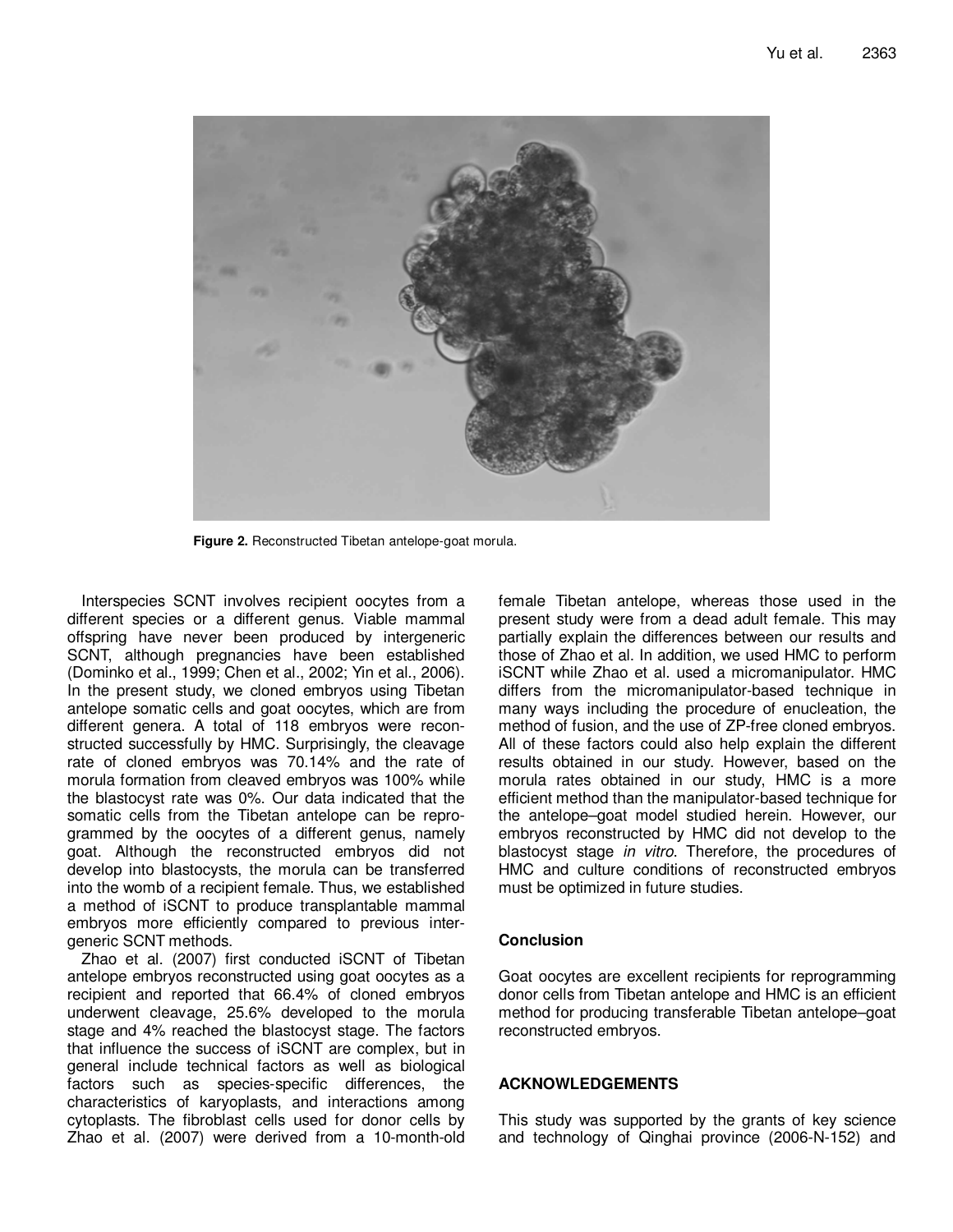Figure 2. Reconstructed Tibetan antelope-goat morula.

Interspecies SCNT involves recipient oocytes from a different species or a different genus. Viable mammal offspring have never been produced by intergeneric SCNT, although pregnancies have been established (Dominko et al., 1999; Chen et al., 2002; Yin et al., 2006). In the present study, we cloned embryos using Tibetan antelope somatic cells and goat oocytes, which are from different genera. A total of 118 embryos were reconstructed successfully by HMC. Surprisingly, the cleavage rate of cloned embryos was 70.14% and the rate of morula formation from cleaved embryos was 100% while the blastocyst rate was 0%. Our data indicated that the somatic cells from the Tibetan antelope can be reprogrammed by the oocytes of a different genus, namely goat. Although the reconstructed embryos did not develop into blastocysts, the morula can be transferred into the womb of a recipient female. Thus, we established a method of iSCNT to produce transplantable mammal embryos more efficiently compared to previous intergeneric SCNT methods.

Zhao et al. (2007) first conducted iSCNT of Tibetan antelope embryos reconstructed using goat oocytes as a recipient and reported that 66.4% of cloned embryos underwent cleavage, 25.6% developed to the morula stage and 4% reached the blastocyst stage. The factors that influence the success of iSCNT are complex, but in general include technical factors as well as biological factors such as species-specific differences, the characteristics of karyoplasts, and interactions among cytoplasts. The fibroblast cells used for donor cells by Zhao et al. (2007) were derived from a 10-month-old female Tibetan antelope, whereas those used in the present study were from a dead adult female. This may partially explain the differences between our results and those of Zhao et al. In addition, we used HMC to perform iSCNT while Zhao et al. used a micromanipulator. HMC differs from the micromanipulator-based technique in many ways including the procedure of enucleation, the method of fusion, and the use of ZP-free cloned embryos. All of these factors could also help explain the different results obtained in our study. However, based on the morula rates obtained in our study, HMC is a more efficient method than the manipulator-based technique for the antelope–goat model studied herein. However, our embryos reconstructed by HMC did not develop to the blastocyst stage *in vitro*. Therefore, the procedures of HMC and culture conditions of reconstructed embryos must be optimized in future studies.

## Conclusion

Goat oocytes are excellent recipients for reprogramming donor cells from Tibetan antelope and HMC is an efficient method for producing transferable Tibetan antelope–goat reconstructed embryos.

## ACKNOWLEDGEMENTS

This study was supported by the grants of key science and technology of Qinghai province (2006-N-152) and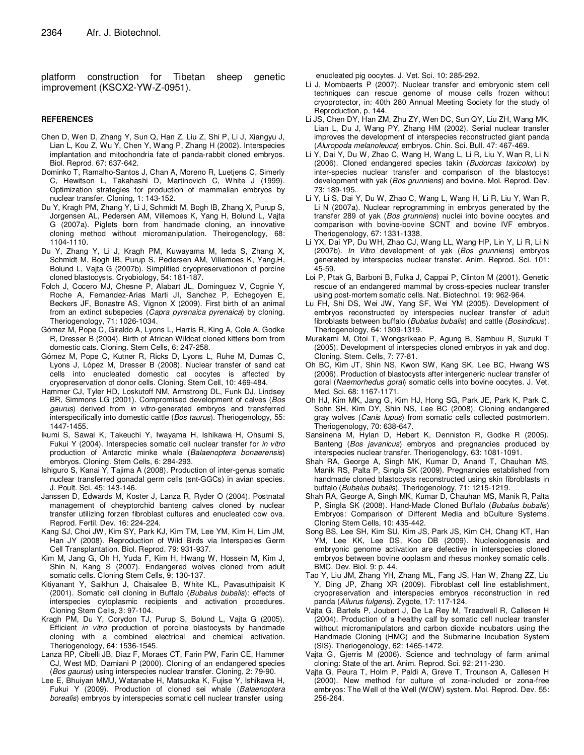platform construction for Tibetan sheep genetic improvement (KSCX2-YW-Z-0951).

## REFERENCES

Chen D, Wen D, Zhang Y, Sun Q, Han Z, Liu Z, Shi P, Li J, Xiangyu J, Lian L, Kou Z, Wu Y, Chen Y, Wang P, Zhang H (2002). Interspecies implantation and mitochondria fate of panda-rabbit cloned embryos. Biol. Reprod. 67: 637-642.

Dominko T, Ramalho-Santos J, Chan A, Moreno R, Luetjens C, Simerly C, Hewitson L, Takahashi D, Martinovich C, White J (1999). Optimization strategies for production of mammalian embryos by nuclear transfer. Cloning, 1: 143-152.

Du Y, Kragh PM, Zhang Y, Li J, Schmidt M, Bogh IB, Zhang X, Purup S, Jorgensen AL, Pedersen AM, Villemoes K, Yang H, Bolund L, Vajta G (2007a). Piglets born from handmade cloning, an innovative cloning method without micromanipulation. Theirogenology, 68: 1104-1110.

Du Y, Zhang Y, Li J, Kragh PM, Kuwayama M, Ieda S, Zhang X, Schmidt M, Bogh IB, Purup S, Pedersen AM, Villemoes K, Yang,H, Bolund L, Vajta G (2007b). Simplified cryopreservationon of porcine cloned blastocysts. Cryobiology, 54: 181-187.

Folch J, Cocero MJ, Chesne P, Alabart JL, Dominguez V, Cognie Y, Roche A, Fernandez-Arias Marti JI, Sanchez P, Echegoyen E, Beckers JF, Bonastre AS, Vignon X (2009). First birth of an animal from an extinct subspecies (*Capra pyrenaica pyrenaica*) by cloning. Theriogenology, 71: 1026-1034.

Gómez M, Pope C, Giraldo A, Lyons L, Harris R, King A, Cole A, Godke R, Dresser B (2004). Birth of African Wildcat cloned kittens born from domestic cats. Cloning. Stem Cells, 6: 247-258.

Gómez M, Pope C, Kutner R, Ricks D, Lyons L, Ruhe M, Dumas C, Lyons J, López M, Dresser B (2008). Nuclear transfer of sand cat cells into enucleated domestic cat oocytes is affected by cryopreservation of donor cells. Cloning. Stem Cell, 10: 469-484.

Hammer CJ, Tyler HD, Loskutoff NM, Armstrong DL, Funk DJ, Lindsey BR, Simmons LG (2001). Compromised development of calves (*Bos gaurus*) derived from *in vitro*-generated embryos and transferred interspecifically into domestic cattle (*Bos taurus*). Theriogenology, 55: 1447-1455.

Ikumi S, Sawai K, Takeuchi Y, Iwayama H, Ishikawa H, Ohsumi S, Fukui Y (2004). Interspecies somatic cell nuclear transfer for *in vitro* production of Antarctic minke whale (*Balaenoptera bonaerensis*) embryos. Cloning. Stem Cells, 6: 284-293.

Ishiguro S, Kanai Y, Tajima A (2008). Production of inter-genus somatic nuclear transferred gonadal germ cells (snt-GGCs) in avian species. J. Poult. Sci. 45: 143-146.

Janssen D, Edwards M, Koster J, Lanza R, Ryder O (2004). Postnatal management of cheyptorchid banteng calves cloned by nuclear transfer utilizing forzen fibroblast cultures and enucleated cow ova. Reprod. Fertil. Dev. 16: 224-224.

Kang SJ, Choi JW, Kim SY, Park KJ, Kim TM, Lee YM, Kim H, Lim JM, Han JY (2008). Reproduction of Wild Birds via Interspecies Germ Cell Transplantation. Biol. Reprod. 79: 931-937.

Kim M, Jang G, Oh H, Yuda F, Kim H, Hwang W, Hossein M, Kim J, Shin N, Kang S (2007). Endangered wolves cloned from adult somatic cells. Cloning Stem Cells, 9: 130-137.

Kitiyanant Y, Saikhun J, Chaisalee B, White KL, Pavasuthipaisit K (2001). Somatic cell cloning in Buffalo (*Bubalus bubalis*): effects of interspecies cytoplasmic recipients and activation procedures. Cloning Stem Cells, 3: 97-104.

Kragh PM, Du Y, Corydon TJ, Purup S, Bolund L, Vajta G (2005). Efficient *in vitro* production of porcine blastocysts by handmade cloning with a combined electrical and chemical activation. Theriogenology, 64: 1536-1545.

Lanza RP, Cibelli JB, Diaz F, Moraes CT, Farin PW, Farin CE, Hammer CJ, West MD, Damiani P (2000). Cloning of an endangered species (*Bos gaurus*) using interspecies nuclear transfer. Cloning, 2: 79-90.

Lee E, Bhuiyan MMU, Watanabe H, Matsuoka K, Fujise Y, Ishikawa H, Fukui Y (2009). Production of cloned sei whale (*Balaenoptera borealis*) embryos by interspecies somatic cell nuclear transfer using enucleated pig oocytes. J. Vet. Sci. 10: 285-292.

Li J, Mombaerts P (2007). Nuclear transfer and embryonic stem cell techniques can rescue genome of mouse cells frozen without cryoprotector, in: 40th 280 Annual Meeting Society for the study of Reproduction, p. 144.

Li JS, Chen DY, Han ZM, Zhu ZY, Wen DC, Sun QY, Liu ZH, Wang MK, Lian L, Du J, Wang PY, Zhang HM (2002). Serial nuclear transfer improves the development of interspecies reconstructed giant panda (*Aluropoda melanoleuca*) embryos. Chin. Sci. Bull. 47: 467-469.

Li Y, Dai Y, Du W, Zhao C, Wang H, Wang L, Li R, Liu Y, Wan R, Li N (2006). Cloned endangered species takin (*Budorcas taxicolor*) by inter-species nuclear transfer and comparison of the blastocyst development with yak (*Bos grunniens*) and bovine. Mol. Reprod. Dev. 73: 189-195.

Li Y, Li S, Dai Y, Du W, Zhao C, Wang L, Wang H, Li R, Liu Y, Wan R, Li N (2007a). Nuclear reprogramming in embryos generated by the transfer 289 of yak (*Bos grunniens*) nuclei into bovine oocytes and comparison with bovine-bovine SCNT and bovine IVF embryos. Theriogenology, 67: 1331-1338.

Li YX, Dai YP, Du WH, Zhao CJ, Wang LL, Wang HP, Lin Y, Li R, Li N (2007b). *In Vitro* development of yak (*Bos grunniens*) embryos generated by interspecies nuclear transfer. Anim. Reprod. Sci. 101: 45-59.

Loi P, Ptak G, Barboni B, Fulka J, Cappai P, Clinton M (2001). Genetic rescue of an endangered mammal by cross-species nuclear transfer using post-mortem somatic cells. Nat. Biotechnol. 19: 962-964.

Lu FH, Shi DS, Wei JW, Yang SF, Wei YM (2005). Development of embryos reconstructed by interspecies nuclear transfer of adult fibroblasts between buffalo (*Bubalus bubalis*) and cattle (*Bosindicus*). Theriogenology, 64: 1309-1319.

Murakami M, Otoi T, Wongsrikeao P, Agung B, Sambuu R, Suzuki T (2005). Development of interspecies cloned embryos in yak and dog. Cloning. Stem. Cells, 7: 77-81.

Oh BC, Kim JT, Shin NS, Kwon SW, Kang SK, Lee BC, Hwang WS (2006). Production of blastocysts after intergeneric nuclear transfer of goral (*Naemorhedus goral*) somatic cells into bovine oocytes. J. Vet. Med. Sci. 68: 1167-1171.

Oh HJ, Kim MK, Jang G, Kim HJ, Hong SG, Park JE, Park K, Park C, Sohn SH, Kim DY, Shin NS, Lee BC (2008). Cloning endangered gray wolves (*Canis lupus*) from somatic cells collected postmortem. Theriogenology, 70: 638-647.

Sansinena M, Hylan D, Hebert K, Denniston R, Godke R (2005). Banteng (*Bos javanicus*) embryos and pregnancies produced by interspecies nuclear transfer. Theriogenology, 63: 1081-1091.

Shah RA, George A, Singh MK, Kumar D, Anand T, Chauhan MS, Manik RS, Palta P, Singla SK (2009). Pregnancies established from handmade cloned blastocyst reconstructed using skin fibroblasts in buffalo (*Bubalus bubalis*). Theriogenology, 71: 1215-1219.

Shah RA, George A, Singh MK, Kumar D, Chauhan MS, Manik R, Palta P, Singla SK (2008). Hand-Made Cloned Buffalo (*Bubalus bubalis*) Embryos: Comparison of Different Media and bCulture Systems. Cloning Stem Cells, 10: 435-442.

Song BS, Lee SH, Kim SU, Kim JS, Park JS, Kim CH, Chang KT, Han YM, Lee KK, Lee DS, Koo DB (2009). Nucleologenesis and embryonic genome activation are defective in interspecies cloned embryos between bovine ooplasm and rhesus monkey somatic cells. BMC. Dev. Biol. 9: p. 44.

Tao Y, Liu JM, Zhang YH, Zhang ML, Fang JS, Han W, Zhang ZZ, Liu Y, Ding JP, Zhang XR (2009). Fibroblast cell line establishment, cryopreservation and interspecies embryos reconstruction in red panda (*Ailurus fulgens*). Zygote, 17: 117-124.

Vajta G, Bartels P, Joubert J, De La Rey M, Treadwell R, Callesen H (2004). Production of a healthy calf by somatic cell nuclear transfer without micromanipulators and carbon dioxide incubators using the Handmade Cloning (HMC) and the Submarine Incubation System (SIS). Theriogenology, 62: 1465-1472.

Vajta G, Gjerris M (2006). Science and technology of farm animal cloning: State of the art. Anim. Reprod. Sci. 92: 211-230.

Vajta G, Peura T, Holm P, Paldi A, Greve T, Trounson A, Callesen H (2000). New method for culture of zona-included or zona-free embryos: The Well of the Well (WOW) system. Mol. Reprod. Dev. 55: 256-264.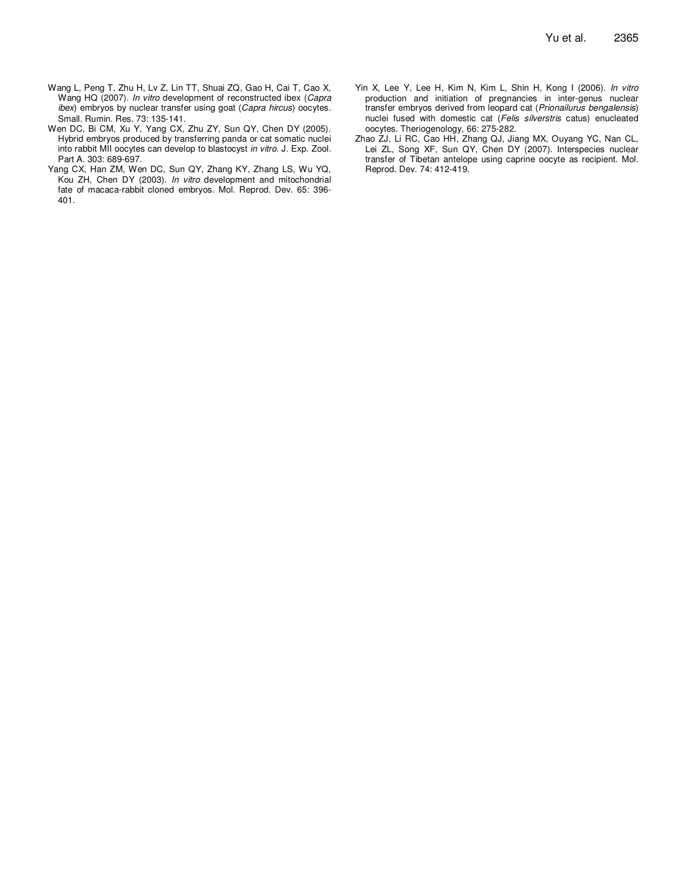Wang L, Peng T, Zhu H, Lv Z, Lin TT, Shuai ZQ, Gao H, Cai T, Cao X, Wang HQ (2007). *In vitro* development of reconstructed ibex (*Capra ibex*) embryos by nuclear transfer using goat (*Capra hircus*) oocytes. Small. Rumin. Res. 73: 135-141.

Wen DC, Bi CM, Xu Y, Yang CX, Zhu ZY, Sun QY, Chen DY (2005). Hybrid embryos produced by transferring panda or cat somatic nuclei into rabbit MII oocytes can develop to blastocyst *in vitro*. J. Exp. Zool. Part A. 303: 689-697.

Yang CX, Han ZM, Wen DC, Sun QY, Zhang KY, Zhang LS, Wu YQ, Kou ZH, Chen DY (2003). *In vitro* development and mitochondrial fate of macaca-rabbit cloned embryos. Mol. Reprod. Dev. 65: 396-401.

Yin X, Lee Y, Lee H, Kim N, Kim L, Shin H, Kong I (2006). *In vitro* production and initiation of pregnancies in inter-genus nuclear transfer embryos derived from leopard cat (*Prionailurus bengalensis*) nuclei fused with domestic cat (*Felis silverstris* catus) enucleated oocytes. Theriogenology, 66: 275-282.

Zhao ZJ, Li RC, Cao HH, Zhang QJ, Jiang MX, Ouyang YC, Nan CL, Lei ZL, Song XF, Sun QY, Chen DY (2007). Interspecies nuclear transfer of Tibetan antelope using caprine oocyte as recipient. Mol. Reprod. Dev. 74: 412-419.